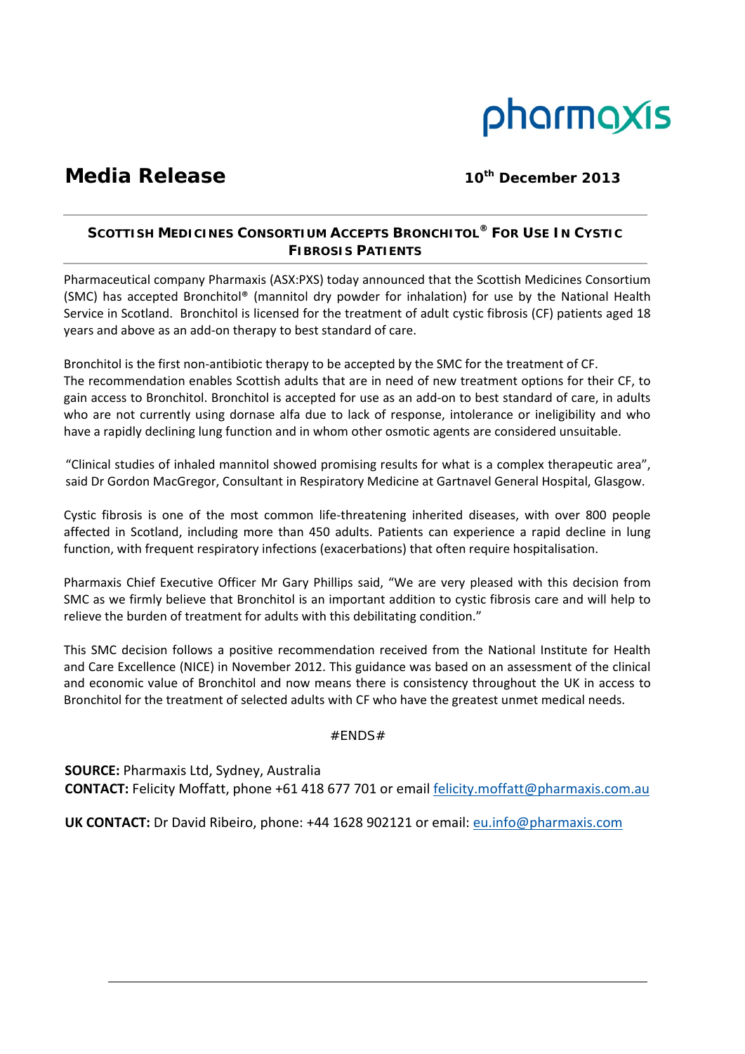pharmaxis

# Media Release

**10th December 2013**

## SCOTTISH MEDICINES CONSORTIUM ACCEPTS BRONCHITOL® FOR USE IN CYSTIC FIBROSIS PATIENTS

Pharmaceutical company Pharmaxis (ASX:PXS) today announced that the Scottish Medicines Consortium (SMC) has accepted Bronchitol® (mannitol dry powder for inhalation) for use by the National Health Service in Scotland. Bronchitol is licensed for the treatment of adult cystic fibrosis (CF) patients aged 18 years and above as an add-on therapy to best standard of care.

Bronchitol is the first non-antibiotic therapy to be accepted by the SMC for the treatment of CF. The recommendation enables Scottish adults that are in need of new treatment options for their CF, to gain access to Bronchitol. Bronchitol is accepted for use as an add-on to best standard of care, in adults who are not currently using dornase alfa due to lack of response, intolerance or ineligibility and who have a rapidly declining lung function and in whom other osmotic agents are considered unsuitable.

"Clinical studies of inhaled mannitol showed promising results for what is a complex therapeutic area", said Dr Gordon MacGregor, Consultant in Respiratory Medicine at Gartnavel General Hospital, Glasgow.

Cystic fibrosis is one of the most common life-threatening inherited diseases, with over 800 people affected in Scotland, including more than 450 adults. Patients can experience a rapid decline in lung function, with frequent respiratory infections (exacerbations) that often require hospitalisation.

Pharmaxis Chief Executive Officer Mr Gary Phillips said, "We are very pleased with this decision from SMC as we firmly believe that Bronchitol is an important addition to cystic fibrosis care and will help to relieve the burden of treatment for adults with this debilitating condition."

This SMC decision follows a positive recommendation received from the National Institute for Health and Care Excellence (NICE) in November 2012. This guidance was based on an assessment of the clinical and economic value of Bronchitol and now means there is consistency throughout the UK in access to Bronchitol for the treatment of selected adults with CF who have the greatest unmet medical needs.

#ENDS#

**SOURCE:** Pharmaxis Ltd, Sydney, Australia
**CONTACT:** Felicity Moffatt, phone +61 418 677 701 or email felicity.moffatt@pharmaxis.com.au

**UK CONTACT:** Dr David Ribeiro, phone: +44 1628 902121 or email: eu.info@pharmaxis.com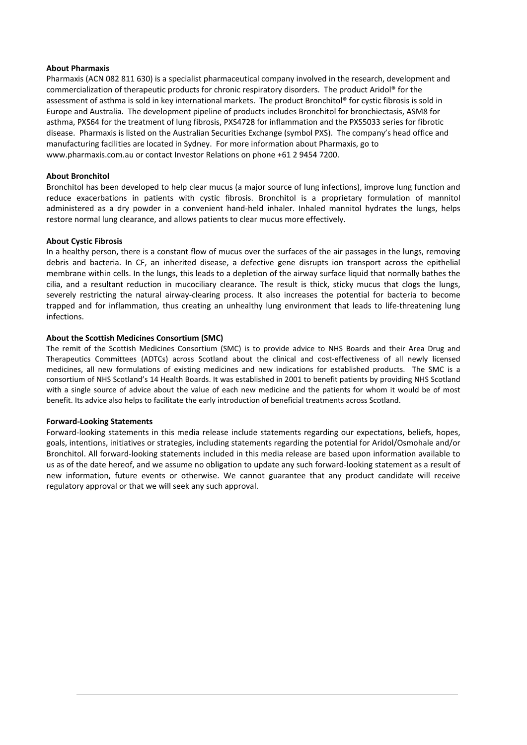**About Pharmaxis**

Pharmaxis (ACN 082 811 630) is a specialist pharmaceutical company involved in the research, development and commercialization of therapeutic products for chronic respiratory disorders. The product Aridol® for the assessment of asthma is sold in key international markets. The product Bronchitol® for cystic fibrosis is sold in Europe and Australia. The development pipeline of products includes Bronchitol for bronchiectasis, ASM8 for asthma, PXS64 for the treatment of lung fibrosis, PXS4728 for inflammation and the PXS5033 series for fibrotic disease. Pharmaxis is listed on the Australian Securities Exchange (symbol PXS). The company's head office and manufacturing facilities are located in Sydney. For more information about Pharmaxis, go to www.pharmaxis.com.au or contact Investor Relations on phone +61 2 9454 7200.

**About Bronchitol**

Bronchitol has been developed to help clear mucus (a major source of lung infections), improve lung function and reduce exacerbations in patients with cystic fibrosis. Bronchitol is a proprietary formulation of mannitol administered as a dry powder in a convenient hand-held inhaler. Inhaled mannitol hydrates the lungs, helps restore normal lung clearance, and allows patients to clear mucus more effectively.

**About Cystic Fibrosis**

In a healthy person, there is a constant flow of mucus over the surfaces of the air passages in the lungs, removing debris and bacteria. In CF, an inherited disease, a defective gene disrupts ion transport across the epithelial membrane within cells. In the lungs, this leads to a depletion of the airway surface liquid that normally bathes the cilia, and a resultant reduction in mucociliary clearance. The result is thick, sticky mucus that clogs the lungs, severely restricting the natural airway-clearing process. It also increases the potential for bacteria to become trapped and for inflammation, thus creating an unhealthy lung environment that leads to life-threatening lung infections.

**About the Scottish Medicines Consortium (SMC)**

The remit of the Scottish Medicines Consortium (SMC) is to provide advice to NHS Boards and their Area Drug and Therapeutics Committees (ADTCs) across Scotland about the clinical and cost-effectiveness of all newly licensed medicines, all new formulations of existing medicines and new indications for established products. The SMC is a consortium of NHS Scotland's 14 Health Boards. It was established in 2001 to benefit patients by providing NHS Scotland with a single source of advice about the value of each new medicine and the patients for whom it would be of most benefit. Its advice also helps to facilitate the early introduction of beneficial treatments across Scotland.

**Forward-Looking Statements**

Forward-looking statements in this media release include statements regarding our expectations, beliefs, hopes, goals, intentions, initiatives or strategies, including statements regarding the potential for Aridol/Osmohale and/or Bronchitol. All forward-looking statements included in this media release are based upon information available to us as of the date hereof, and we assume no obligation to update any such forward-looking statement as a result of new information, future events or otherwise. We cannot guarantee that any product candidate will receive regulatory approval or that we will seek any such approval.